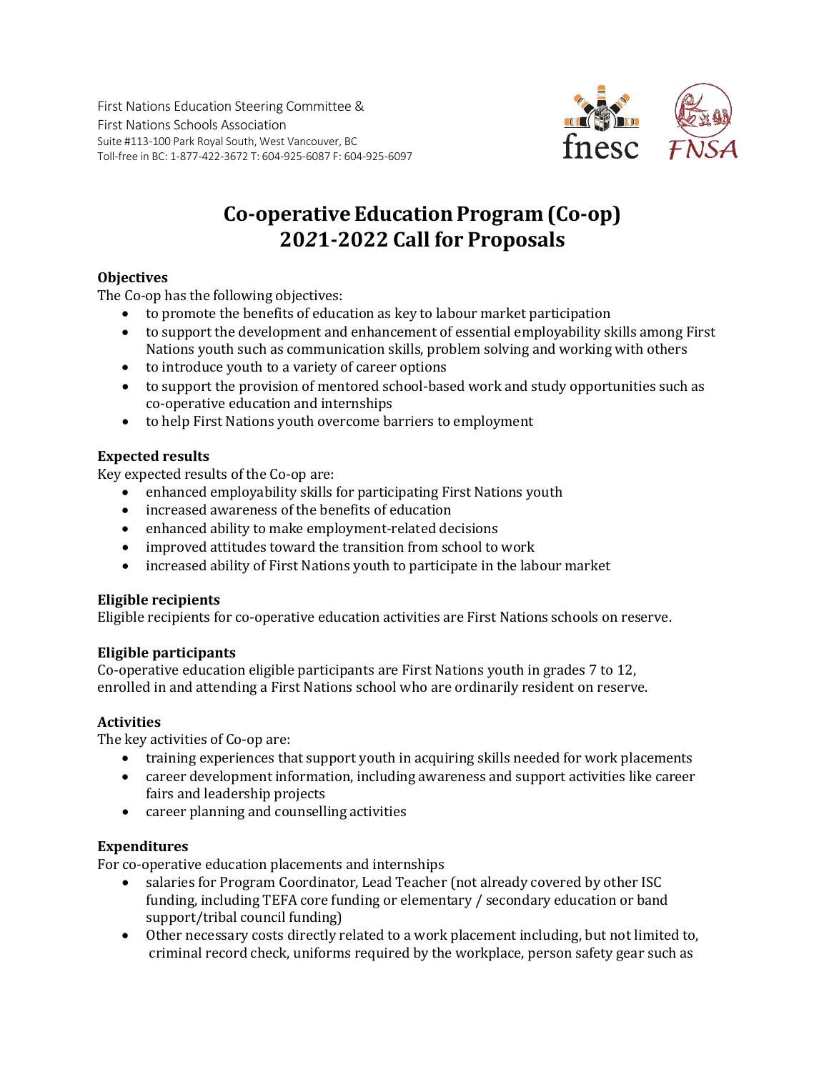First Nations Education Steering Committee &
First Nations Schools Association
Suite #113-100 Park Royal South, West Vancouver, BC
Toll-free in BC: 1-877-422-3672 T: 604-925-6087 F: 604-925-6097

# Co-operative Education Program (Co-op) 2021-2022 Call for Proposals

### Objectives

The Co-op has the following objectives:

- to promote the benefits of education as key to labour market participation
- to support the development and enhancement of essential employability skills among First Nations youth such as communication skills, problem solving and working with others
- to introduce youth to a variety of career options
- to support the provision of mentored school-based work and study opportunities such as co-operative education and internships
- to help First Nations youth overcome barriers to employment

### Expected results

Key expected results of the Co-op are:

- enhanced employability skills for participating First Nations youth
- increased awareness of the benefits of education
- enhanced ability to make employment-related decisions
- improved attitudes toward the transition from school to work
- increased ability of First Nations youth to participate in the labour market

### Eligible recipients

Eligible recipients for co-operative education activities are First Nations schools on reserve.

### Eligible participants

Co-operative education eligible participants are First Nations youth in grades 7 to 12, enrolled in and attending a First Nations school who are ordinarily resident on reserve.

### Activities

The key activities of Co-op are:

- training experiences that support youth in acquiring skills needed for work placements
- career development information, including awareness and support activities like career fairs and leadership projects
- career planning and counselling activities

### Expenditures

For co-operative education placements and internships

- salaries for Program Coordinator, Lead Teacher (not already covered by other ISC funding, including TEFA core funding or elementary / secondary education or band support/tribal council funding)
- Other necessary costs directly related to a work placement including, but not limited to, criminal record check, uniforms required by the workplace, person safety gear such as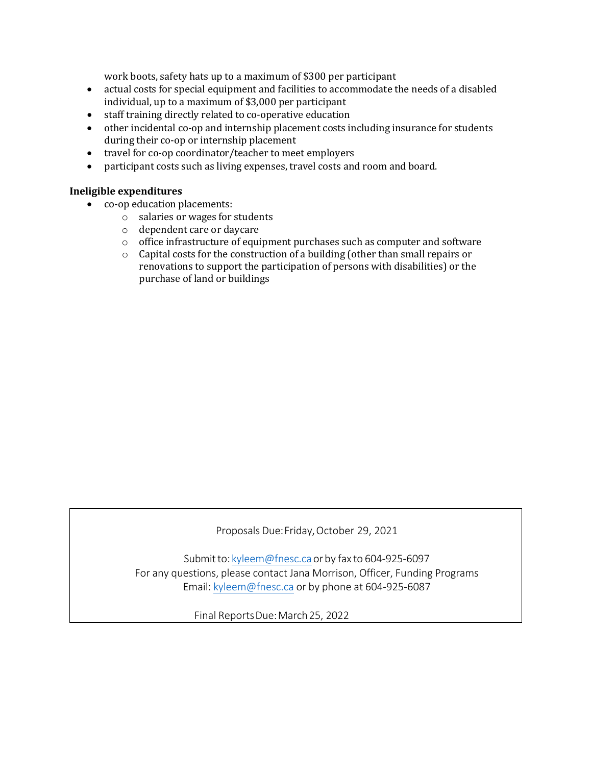work boots, safety hats up to a maximum of $300 per participant

- actual costs for special equipment and facilities to accommodate the needs of a disabled individual, up to a maximum of $3,000 per participant
- staff training directly related to co-operative education
- other incidental co-op and internship placement costs including insurance for students during their co-op or internship placement
- travel for co-op coordinator/teacher to meet employers
- participant costs such as living expenses, travel costs and room and board.

**Ineligible expenditures**

- co-op education placements:
  - salaries or wages for students
  - dependent care or daycare
  - office infrastructure of equipment purchases such as computer and software
  - Capital costs for the construction of a building (other than small repairs or renovations to support the participation of persons with disabilities) or the purchase of land or buildings

Proposals Due: Friday, October 29, 2021

Submit to: kyleem@fnesc.ca or by fax to 604-925-6097
For any questions, please contact Jana Morrison, Officer, Funding Programs
Email: kyleem@fnesc.ca or by phone at 604-925-6087

Final Reports Due: March 25, 2022